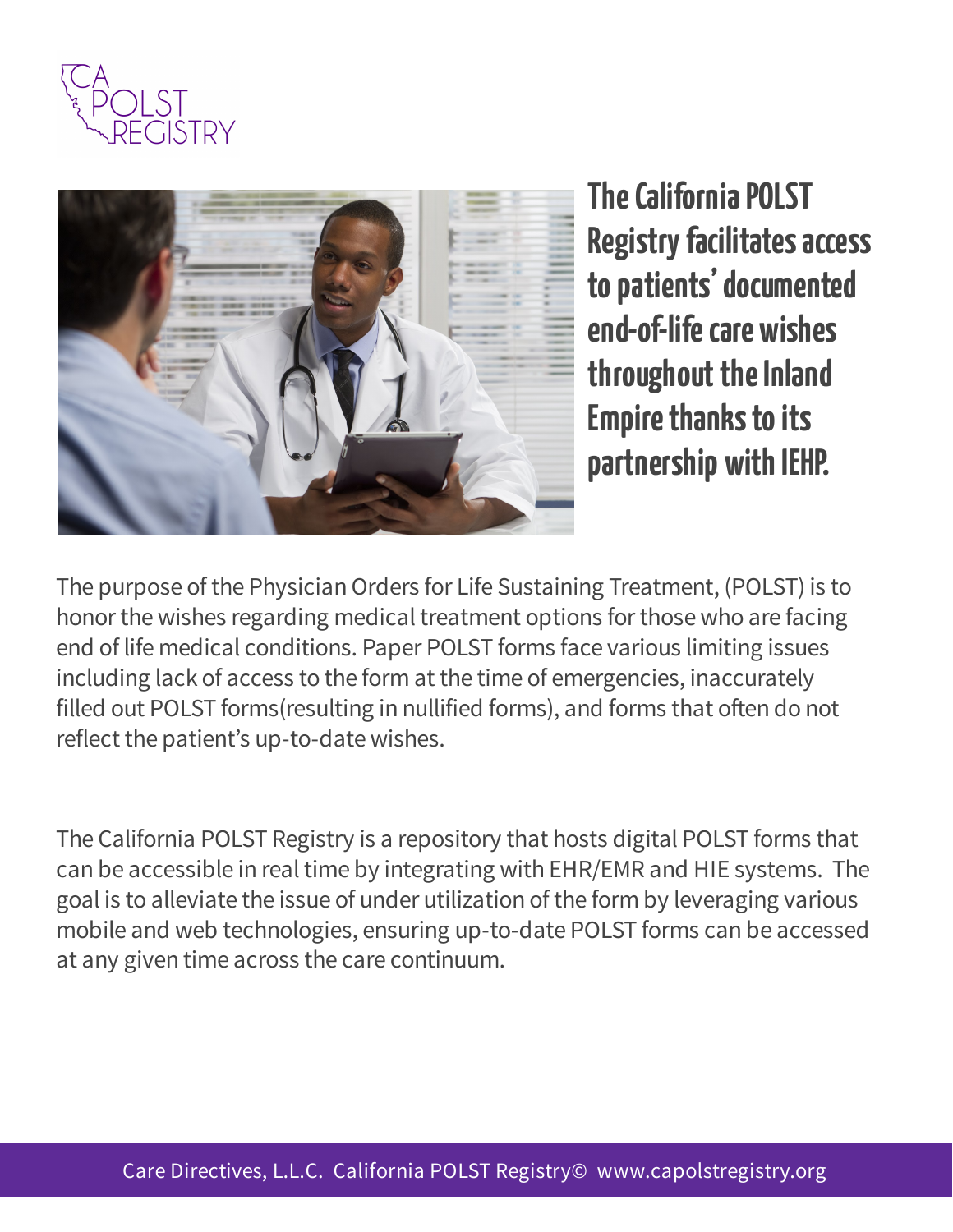CA POLST REGISTRY

## The California POLST Registry facilitates access to patients' documented end-of-life care wishes throughout the Inland Empire thanks to its partnership with IEHP.

The purpose of the Physician Orders for Life Sustaining Treatment, (POLST) is to honor the wishes regarding medical treatment options for those who are facing end of life medical conditions. Paper POLST forms face various limiting issues including lack of access to the form at the time of emergencies, inaccurately filled out POLST forms(resulting in nullified forms), and forms that often do not reflect the patient's up-to-date wishes.

The California POLST Registry is a repository that hosts digital POLST forms that can be accessible in real time by integrating with EHR/EMR and HIE systems. The goal is to alleviate the issue of under utilization of the form by leveraging various mobile and web technologies, ensuring up-to-date POLST forms can be accessed at any given time across the care continuum.

Care Directives, L.L.C. California POLST Registry© www.capolstregistry.org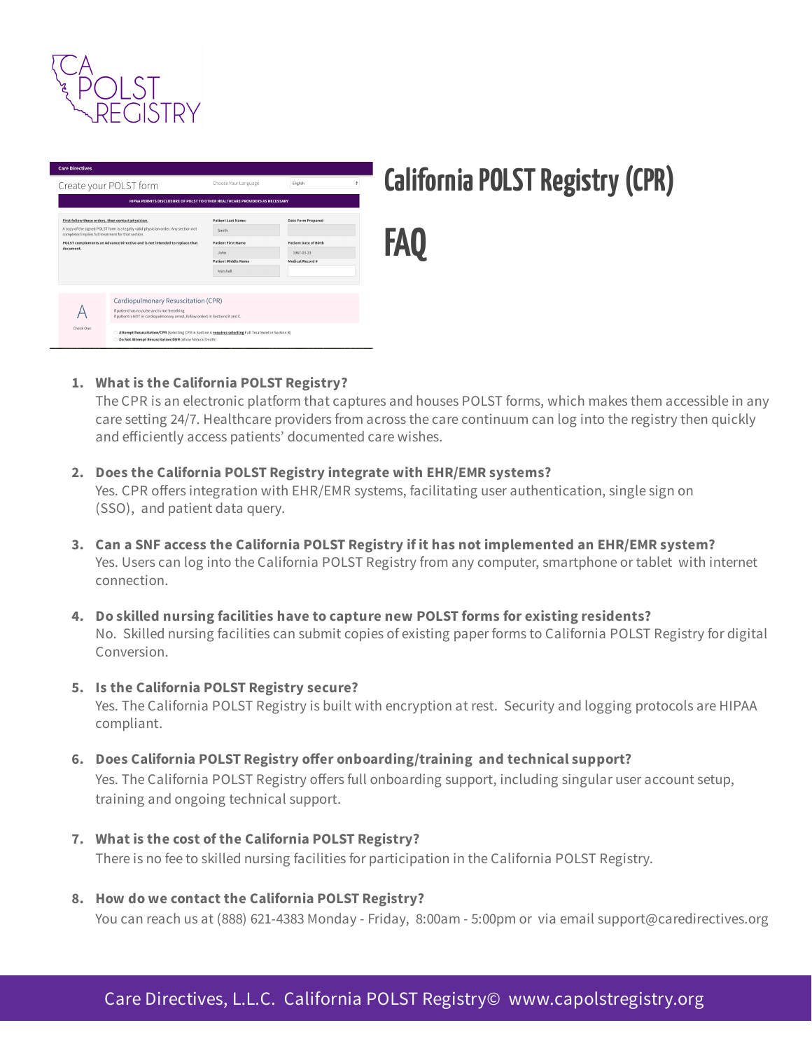# California POLST Registry (CPR)

# FAQ

1. **What is the California POLST Registry?**
   The CPR is an electronic platform that captures and houses POLST forms, which makes them accessible in any care setting 24/7. Healthcare providers from across the care continuum can log into the registry then quickly and efficiently access patients' documented care wishes.

2. **Does the California POLST Registry integrate with EHR/EMR systems?**
   Yes. CPR offers integration with EHR/EMR systems, facilitating user authentication, single sign on (SSO), and patient data query.

3. **Can a SNF access the California POLST Registry if it has not implemented an EHR/EMR system?**
   Yes. Users can log into the California POLST Registry from any computer, smartphone or tablet with internet connection.

4. **Do skilled nursing facilities have to capture new POLST forms for existing residents?**
   No. Skilled nursing facilities can submit copies of existing paper forms to California POLST Registry for digital Conversion.

5. **Is the California POLST Registry secure?**
   Yes. The California POLST Registry is built with encryption at rest. Security and logging protocols are HIPAA compliant.

6. **Does California POLST Registry offer onboarding/training and technical support?**
   Yes. The California POLST Registry offers full onboarding support, including singular user account setup, training and ongoing technical support.

7. **What is the cost of the California POLST Registry?**
   There is no fee to skilled nursing facilities for participation in the California POLST Registry.

8. **How do we contact the California POLST Registry?**
   You can reach us at (888) 621-4383 Monday - Friday, 8:00am - 5:00pm or via email support@caredirectives.org

Care Directives, L.L.C. California POLST Registry© www.capolstregistry.org